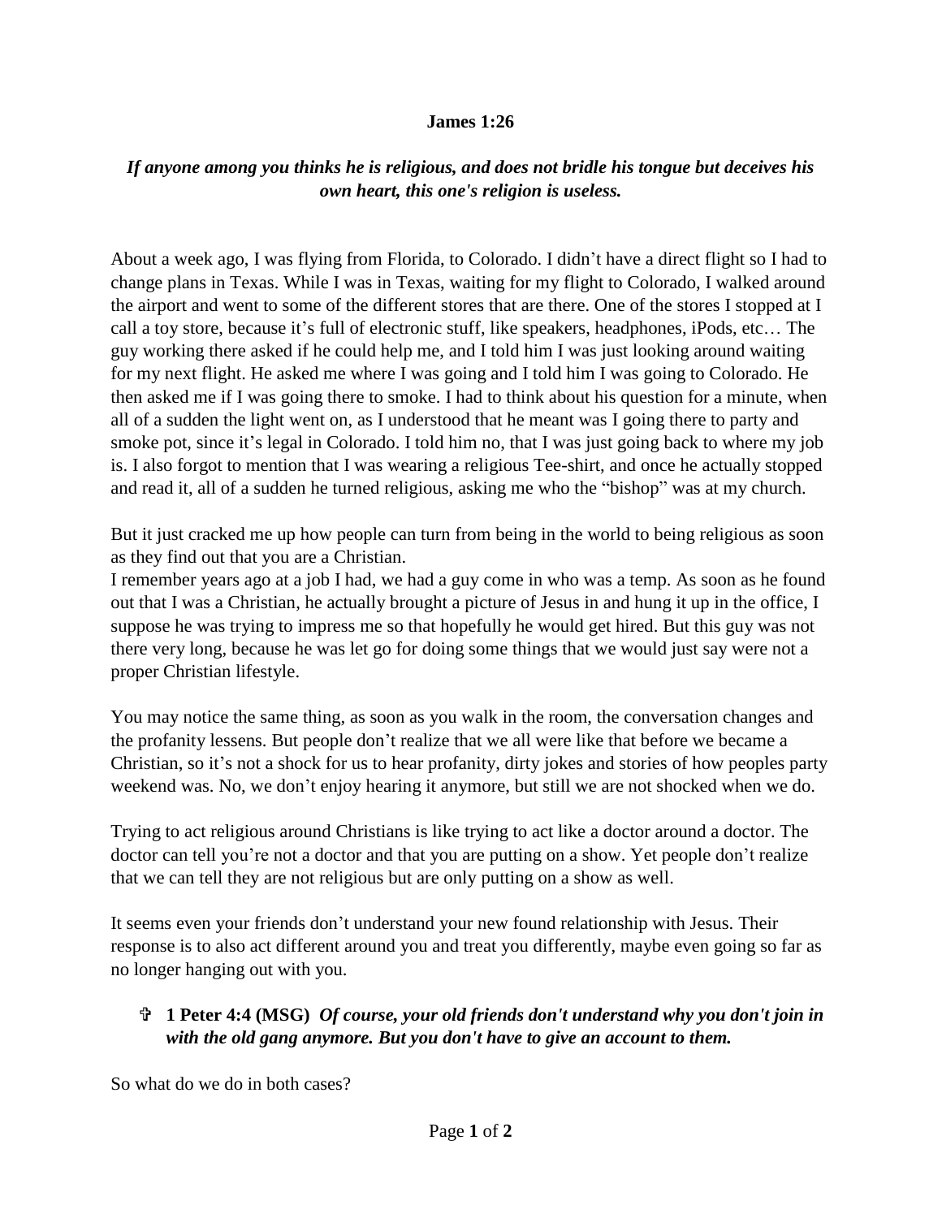**James 1:26**

***If anyone among you thinks he is religious, and does not bridle his tongue but deceives his own heart, this one's religion is useless.***

About a week ago, I was flying from Florida, to Colorado. I didn't have a direct flight so I had to change plans in Texas. While I was in Texas, waiting for my flight to Colorado, I walked around the airport and went to some of the different stores that are there. One of the stores I stopped at I call a toy store, because it's full of electronic stuff, like speakers, headphones, iPods, etc… The guy working there asked if he could help me, and I told him I was just looking around waiting for my next flight. He asked me where I was going and I told him I was going to Colorado. He then asked me if I was going there to smoke. I had to think about his question for a minute, when all of a sudden the light went on, as I understood that he meant was I going there to party and smoke pot, since it's legal in Colorado. I told him no, that I was just going back to where my job is. I also forgot to mention that I was wearing a religious Tee-shirt, and once he actually stopped and read it, all of a sudden he turned religious, asking me who the "bishop" was at my church.

But it just cracked me up how people can turn from being in the world to being religious as soon as they find out that you are a Christian.

I remember years ago at a job I had, we had a guy come in who was a temp. As soon as he found out that I was a Christian, he actually brought a picture of Jesus in and hung it up in the office, I suppose he was trying to impress me so that hopefully he would get hired. But this guy was not there very long, because he was let go for doing some things that we would just say were not a proper Christian lifestyle.

You may notice the same thing, as soon as you walk in the room, the conversation changes and the profanity lessens. But people don't realize that we all were like that before we became a Christian, so it's not a shock for us to hear profanity, dirty jokes and stories of how peoples party weekend was. No, we don't enjoy hearing it anymore, but still we are not shocked when we do.

Trying to act religious around Christians is like trying to act like a doctor around a doctor. The doctor can tell you're not a doctor and that you are putting on a show. Yet people don't realize that we can tell they are not religious but are only putting on a show as well.

It seems even your friends don't understand your new found relationship with Jesus. Their response is to also act different around you and treat you differently, maybe even going so far as no longer hanging out with you.

- ✞ **1 Peter 4:4 (MSG)** ***Of course, your old friends don't understand why you don't join in with the old gang anymore. But you don't have to give an account to them.***

So what do we do in both cases?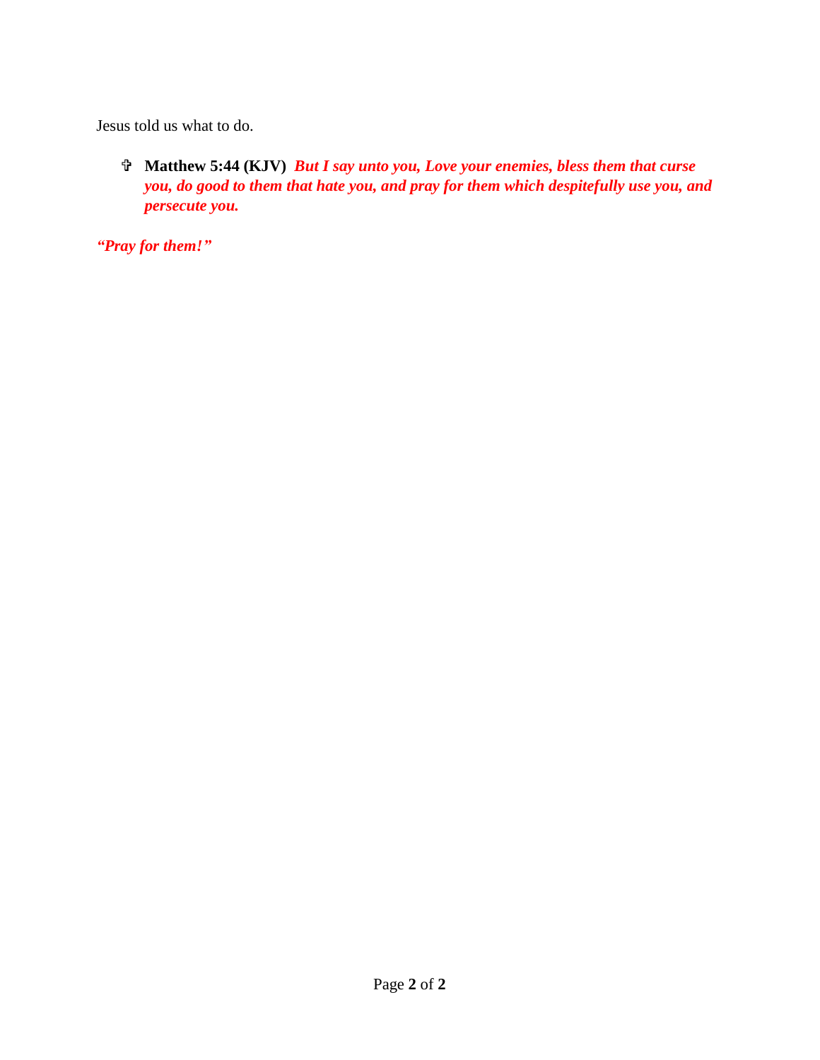Jesus told us what to do.

- ✞ **Matthew 5:44 (KJV)** ***But I say unto you, Love your enemies, bless them that curse you, do good to them that hate you, and pray for them which despitefully use you, and persecute you.***

***"Pray for them!"***